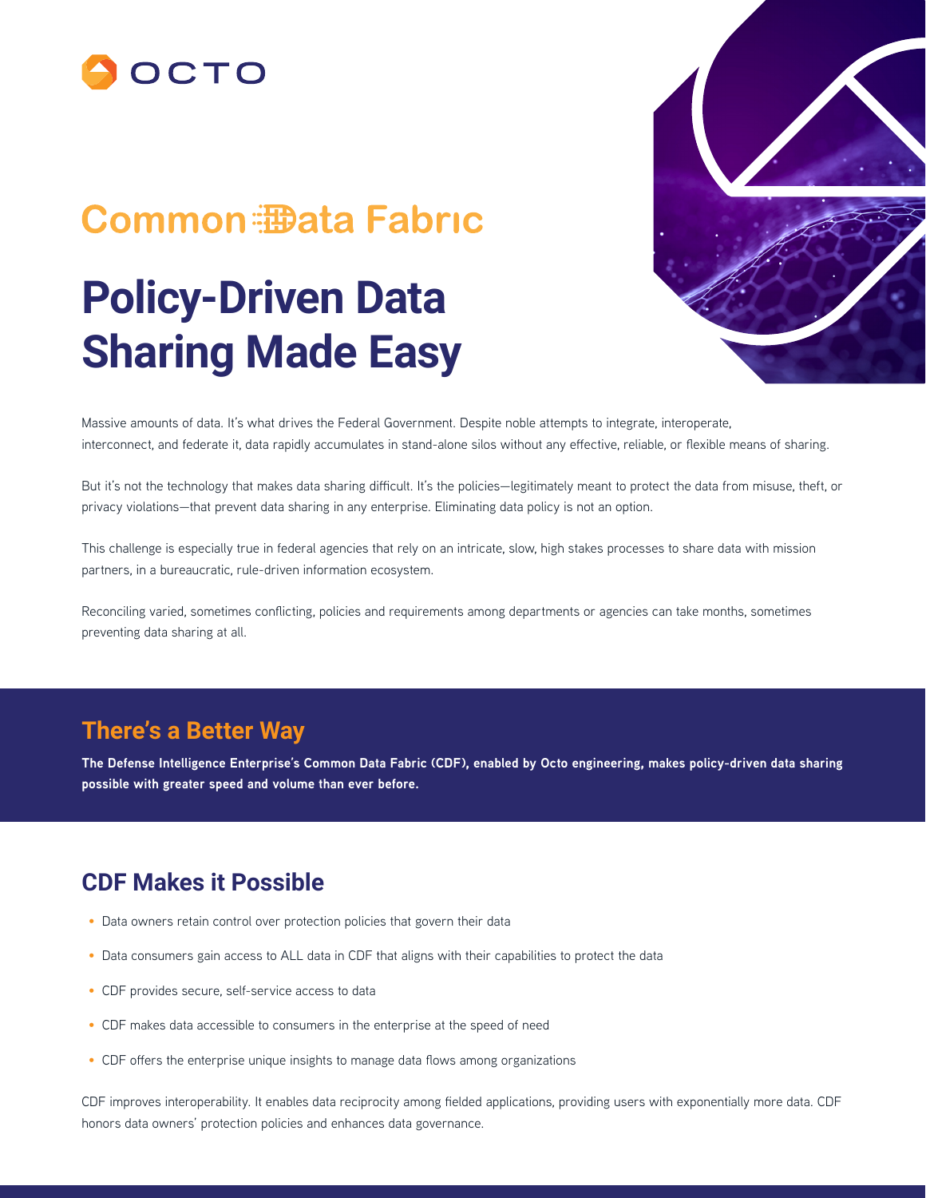OCTO

# Common Data Fabric

# Policy-Driven Data Sharing Made Easy

Massive amounts of data. It's what drives the Federal Government. Despite noble attempts to integrate, interoperate, interconnect, and federate it, data rapidly accumulates in stand-alone silos without any effective, reliable, or flexible means of sharing.

But it's not the technology that makes data sharing difficult. It's the policies—legitimately meant to protect the data from misuse, theft, or privacy violations—that prevent data sharing in any enterprise. Eliminating data policy is not an option.

This challenge is especially true in federal agencies that rely on an intricate, slow, high stakes processes to share data with mission partners, in a bureaucratic, rule-driven information ecosystem.

Reconciling varied, sometimes conflicting, policies and requirements among departments or agencies can take months, sometimes preventing data sharing at all.

## There's a Better Way

**The Defense Intelligence Enterprise's Common Data Fabric (CDF), enabled by Octo engineering, makes policy-driven data sharing possible with greater speed and volume than ever before.**

## CDF Makes it Possible

- Data owners retain control over protection policies that govern their data
- Data consumers gain access to ALL data in CDF that aligns with their capabilities to protect the data
- CDF provides secure, self-service access to data
- CDF makes data accessible to consumers in the enterprise at the speed of need
- CDF offers the enterprise unique insights to manage data flows among organizations

CDF improves interoperability. It enables data reciprocity among fielded applications, providing users with exponentially more data. CDF honors data owners' protection policies and enhances data governance.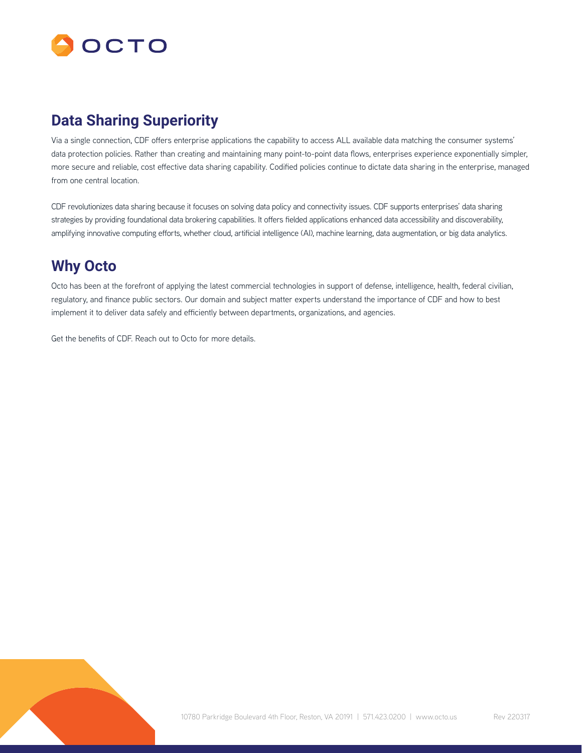## Data Sharing Superiority

Via a single connection, CDF offers enterprise applications the capability to access ALL available data matching the consumer systems' data protection policies. Rather than creating and maintaining many point-to-point data flows, enterprises experience exponentially simpler, more secure and reliable, cost effective data sharing capability. Codified policies continue to dictate data sharing in the enterprise, managed from one central location.

CDF revolutionizes data sharing because it focuses on solving data policy and connectivity issues. CDF supports enterprises' data sharing strategies by providing foundational data brokering capabilities. It offers fielded applications enhanced data accessibility and discoverability, amplifying innovative computing efforts, whether cloud, artificial intelligence (AI), machine learning, data augmentation, or big data analytics.

## Why Octo

Octo has been at the forefront of applying the latest commercial technologies in support of defense, intelligence, health, federal civilian, regulatory, and finance public sectors. Our domain and subject matter experts understand the importance of CDF and how to best implement it to deliver data safely and efficiently between departments, organizations, and agencies.

Get the benefits of CDF. Reach out to Octo for more details.

10780 Parkridge Boulevard 4th Floor, Reston, VA 20191 | 571.423.0200 | www.octo.us

Rev 220317